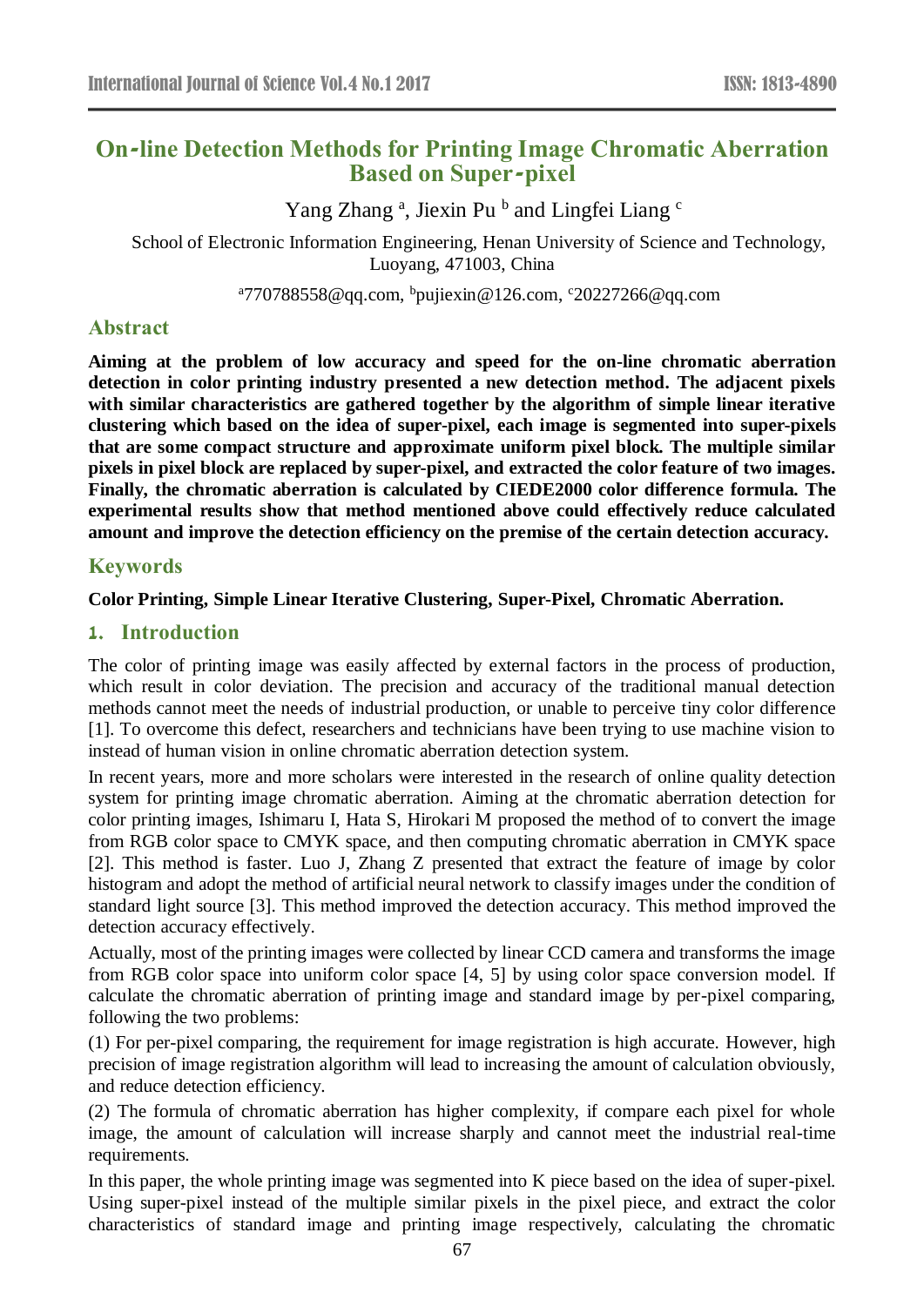# On-line Detection Methods for Printing Image Chromatic Aberration Based on Super-pixel

Yang Zhang [a], Jiexin Pu [b] and Lingfei Liang [c]

School of Electronic Information Engineering, Henan University of Science and Technology, Luoyang, 471003, China

[a]770788558@qq.com, [b]pujiexin@126.com, [c]20227266@qq.com

## Abstract

**Aiming at the problem of low accuracy and speed for the on-line chromatic aberration detection in color printing industry presented a new detection method. The adjacent pixels with similar characteristics are gathered together by the algorithm of simple linear iterative clustering which based on the idea of super-pixel, each image is segmented into super-pixels that are some compact structure and approximate uniform pixel block. The multiple similar pixels in pixel block are replaced by super-pixel, and extracted the color feature of two images. Finally, the chromatic aberration is calculated by CIEDE2000 color difference formula. The experimental results show that method mentioned above could effectively reduce calculated amount and improve the detection efficiency on the premise of the certain detection accuracy.**

## Keywords

**Color Printing, Simple Linear Iterative Clustering, Super-Pixel, Chromatic Aberration.**

## 1. Introduction

The color of printing image was easily affected by external factors in the process of production, which result in color deviation. The precision and accuracy of the traditional manual detection methods cannot meet the needs of industrial production, or unable to perceive tiny color difference [1]. To overcome this defect, researchers and technicians have been trying to use machine vision to instead of human vision in online chromatic aberration detection system.

In recent years, more and more scholars were interested in the research of online quality detection system for printing image chromatic aberration. Aiming at the chromatic aberration detection for color printing images, Ishimaru I, Hata S, Hirokari M proposed the method of to convert the image from RGB color space to CMYK space, and then computing chromatic aberration in CMYK space [2]. This method is faster. Luo J, Zhang Z presented that extract the feature of image by color histogram and adopt the method of artificial neural network to classify images under the condition of standard light source [3]. This method improved the detection accuracy. This method improved the detection accuracy effectively.

Actually, most of the printing images were collected by linear CCD camera and transforms the image from RGB color space into uniform color space [4, 5] by using color space conversion model. If calculate the chromatic aberration of printing image and standard image by per-pixel comparing, following the two problems:

(1) For per-pixel comparing, the requirement for image registration is high accurate. However, high precision of image registration algorithm will lead to increasing the amount of calculation obviously, and reduce detection efficiency.

(2) The formula of chromatic aberration has higher complexity, if compare each pixel for whole image, the amount of calculation will increase sharply and cannot meet the industrial real-time requirements.

In this paper, the whole printing image was segmented into K piece based on the idea of super-pixel. Using super-pixel instead of the multiple similar pixels in the pixel piece, and extract the color characteristics of standard image and printing image respectively, calculating the chromatic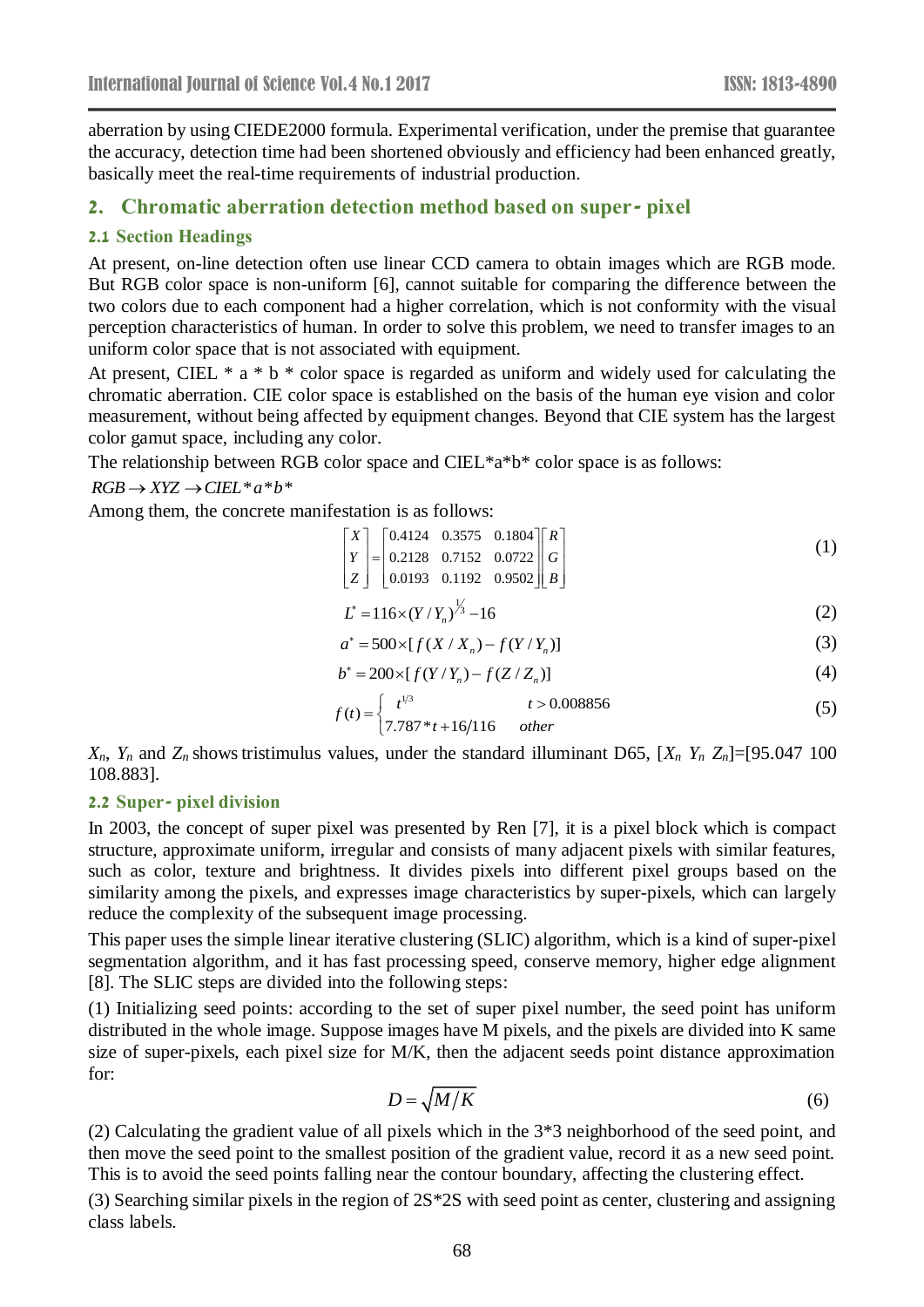aberration by using CIEDE2000 formula. Experimental verification, under the premise that guarantee the accuracy, detection time had been shortened obviously and efficiency had been enhanced greatly, basically meet the real-time requirements of industrial production.

## 2. Chromatic aberration detection method based on super- pixel

### 2.1 Section Headings

At present, on-line detection often use linear CCD camera to obtain images which are RGB mode. But RGB color space is non-uniform [6], cannot suitable for comparing the difference between the two colors due to each component had a higher correlation, which is not conformity with the visual perception characteristics of human. In order to solve this problem, we need to transfer images to an uniform color space that is not associated with equipment.

At present, CIEL * a * b * color space is regarded as uniform and widely used for calculating the chromatic aberration. CIE color space is established on the basis of the human eye vision and color measurement, without being affected by equipment changes. Beyond that CIE system has the largest color gamut space, including any color.

The relationship between RGB color space and CIEL*a*b* color space is as follows:

$RGB \rightarrow XYZ \rightarrow CIEL*a*b*$

Among them, the concrete manifestation is as follows:

$$\begin{bmatrix} X \\ Y \\ Z \end{bmatrix} = \begin{bmatrix} 0.4124 & 0.3575 & 0.1804 \\ 0.2128 & 0.7152 & 0.0722 \\ 0.0193 & 0.1192 & 0.9502 \end{bmatrix} \begin{bmatrix} R \\ G \\ B \end{bmatrix} \tag{1}$$

$$L^* = 116 \times (Y / Y_n)^{1/3} - 16 \tag{2}$$

$$a^* = 500 \times [f(X / X_n) - f(Y / Y_n)] \tag{3}$$

$$b^* = 200 \times [f(Y / Y_n) - f(Z / Z_n)] \tag{4}$$

$$f(t) = \begin{cases} t^{1/3} & t > 0.008856 \\ 7.787 * t + 16/116 & other \end{cases} \tag{5}$$

$X_n$, $Y_n$ and $Z_n$ shows tristimulus values, under the standard illuminant D65, [$X_n$ $Y_n$ $Z_n$]=[95.047 100 108.883].

### 2.2 Super- pixel division

In 2003, the concept of super pixel was presented by Ren [7], it is a pixel block which is compact structure, approximate uniform, irregular and consists of many adjacent pixels with similar features, such as color, texture and brightness. It divides pixels into different pixel groups based on the similarity among the pixels, and expresses image characteristics by super-pixels, which can largely reduce the complexity of the subsequent image processing.

This paper uses the simple linear iterative clustering (SLIC) algorithm, which is a kind of super-pixel segmentation algorithm, and it has fast processing speed, conserve memory, higher edge alignment [8]. The SLIC steps are divided into the following steps:

(1) Initializing seed points: according to the set of super pixel number, the seed point has uniform distributed in the whole image. Suppose images have M pixels, and the pixels are divided into K same size of super-pixels, each pixel size for M/K, then the adjacent seeds point distance approximation for:

$$D = \sqrt{M/K} \tag{6}$$

(2) Calculating the gradient value of all pixels which in the 3*3 neighborhood of the seed point, and then move the seed point to the smallest position of the gradient value, record it as a new seed point. This is to avoid the seed points falling near the contour boundary, affecting the clustering effect.

(3) Searching similar pixels in the region of 2S*2S with seed point as center, clustering and assigning class labels.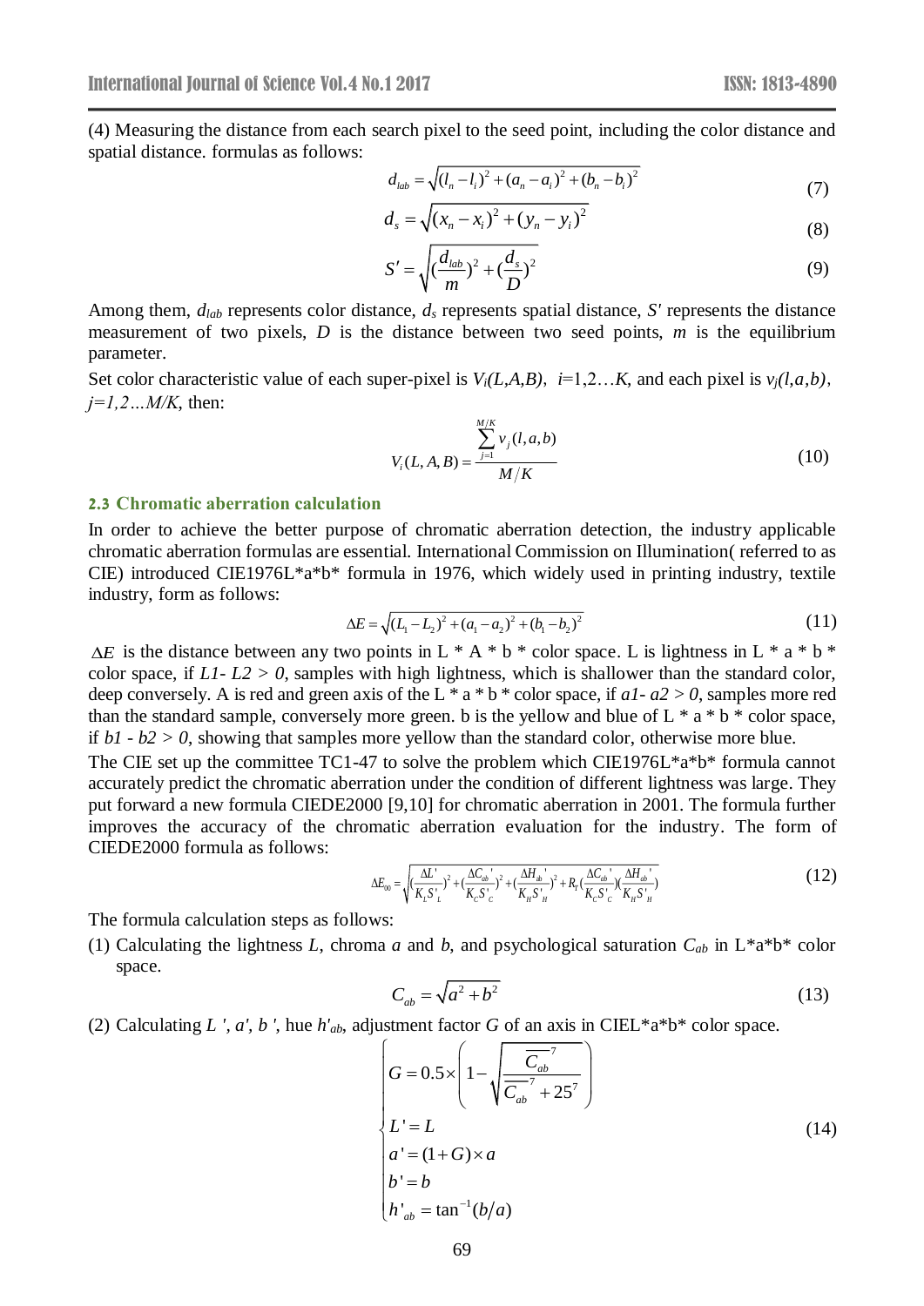(4) Measuring the distance from each search pixel to the seed point, including the color distance and spatial distance. formulas as follows:

$$d_{lab} = \sqrt{(l_n - l_i)^2 + (a_n - a_i)^2 + (b_n - b_i)^2} \tag{7}$$

$$d_s = \sqrt{(x_n - x_i)^2 + (y_n - y_i)^2} \tag{8}$$

$$S' = \sqrt{(\frac{d_{lab}}{m})^2 + (\frac{d_s}{D})^2} \tag{9}$$

Among them, $d_{lab}$ represents color distance, $d_s$ represents spatial distance, $S'$ represents the distance measurement of two pixels, $D$ is the distance between two seed points, $m$ is the equilibrium parameter.

Set color characteristic value of each super-pixel is $V_i(L,A,B)$, $i$=1,2…$K$, and each pixel is $v_j(l,a,b)$, $j=1,2…M/K$, then:

$$V_i(L,A,B) = \frac{\sum_{j=1}^{M/K} v_j(l,a,b)}{M/K} \tag{10}$$

### 2.3 Chromatic aberration calculation

In order to achieve the better purpose of chromatic aberration detection, the industry applicable chromatic aberration formulas are essential. International Commission on Illumination( referred to as CIE) introduced CIE1976L*a*b* formula in 1976, which widely used in printing industry, textile industry, form as follows:

$$\Delta E = \sqrt{(L_1 - L_2)^2 + (a_1 - a_2)^2 + (b_1 - b_2)^2} \tag{11}$$

$\Delta E$ is the distance between any two points in L * A * b * color space. L is lightness in L * a * b * color space, if $L1- L2 > 0$, samples with high lightness, which is shallower than the standard color, deep conversely. A is red and green axis of the L * a * b * color space, if $a1- a2 > 0$, samples more red than the standard sample, conversely more green. b is the yellow and blue of L * a * b * color space, if $b1 - b2 > 0$, showing that samples more yellow than the standard color, otherwise more blue.

The CIE set up the committee TC1-47 to solve the problem which CIE1976L*a*b* formula cannot accurately predict the chromatic aberration under the condition of different lightness was large. They put forward a new formula CIEDE2000 [9,10] for chromatic aberration in 2001. The formula further improves the accuracy of the chromatic aberration evaluation for the industry. The form of CIEDE2000 formula as follows:

$$\Delta E_{00} = \sqrt{(\frac{\Delta L'}{K_L S'_L})^2 + (\frac{\Delta C_{ab}'}{K_C S'_C})^2 + (\frac{\Delta H_{ab}'}{K_H S'_H})^2 + R_T(\frac{\Delta C_{ab}'}{K_C S'_C})(\frac{\Delta H_{ab}'}{K_H S'_H})} \tag{12}$$

The formula calculation steps as follows:

(1) Calculating the lightness $L$, chroma $a$ and $b$, and psychological saturation $C_{ab}$ in L*a*b* color space.

$$C_{ab} = \sqrt{a^2 + b^2} \tag{13}$$

(2) Calculating $L'$, $a'$, $b'$, hue $h'_{ab}$, adjustment factor $G$ of an axis in CIEL*a*b* color space.

$$\begin{cases} G = 0.5 \times \left(1 - \sqrt{\dfrac{\overline{C_{ab}}^7}{\overline{C_{ab}}^7 + 25^7}}\right) \\ L' = L \\ a' = (1+G) \times a \\ b' = b \\ h'_{ab} = \tan^{-1}(b/a) \end{cases} \tag{14}$$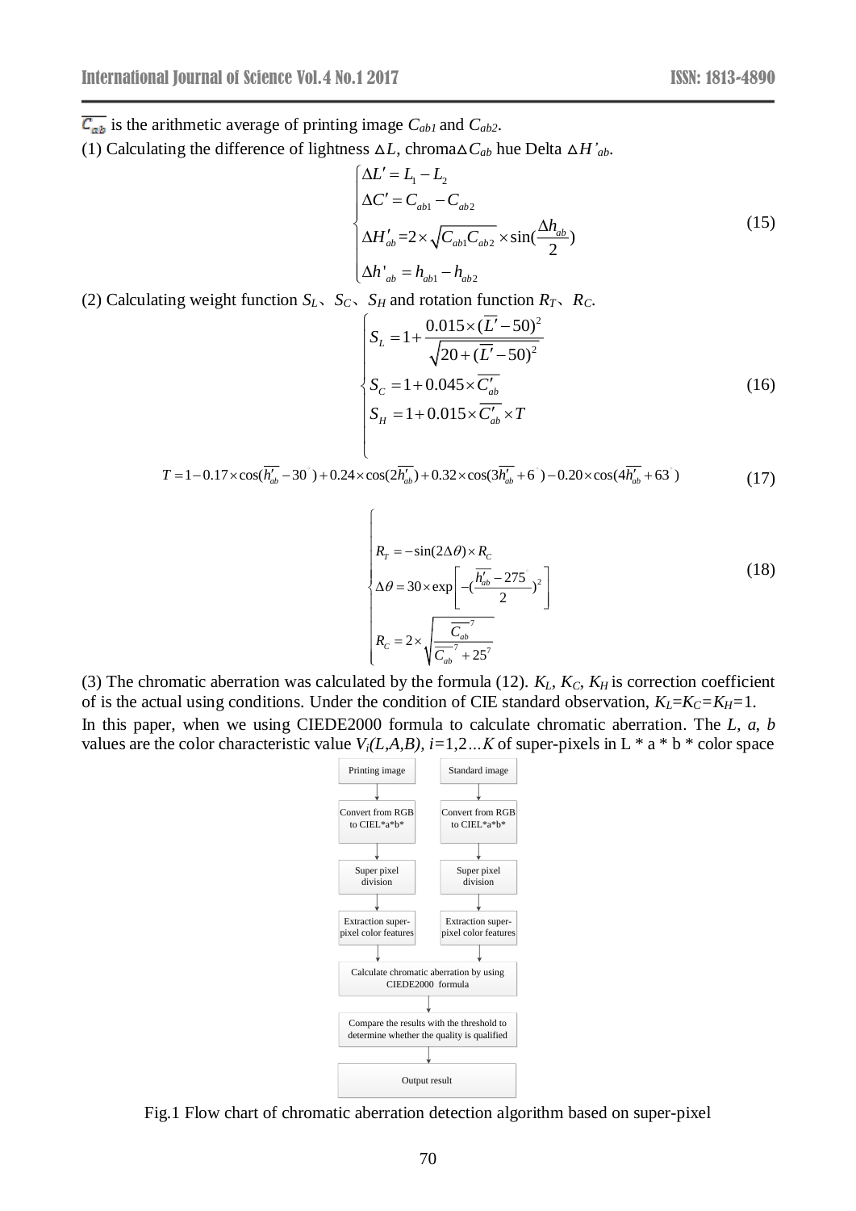$\overline{C_{ab}}$ is the arithmetic average of printing image $C_{ab1}$ and $C_{ab2}$.

(1) Calculating the difference of lightness $\Delta L$, chroma$\Delta C_{ab}$ hue Delta $\Delta H'_{ab}$.

$$\begin{cases} \Delta L' = L_1 - L_2 \\ \Delta C' = C_{ab1} - C_{ab2} \\ \Delta H'_{ab} = 2 \times \sqrt{C_{ab1} C_{ab2}} \times \sin(\frac{\Delta h_{ab}}{2}) \\ \Delta h'_{ab} = h_{ab1} - h_{ab2} \end{cases} \tag{15}$$

(2) Calculating weight function $S_L$、$S_C$、$S_H$ and rotation function $R_T$、$R_C$.

$$\begin{cases} S_L = 1 + \dfrac{0.015 \times (\overline{L'} - 50)^2}{\sqrt{20 + (\overline{L'} - 50)^2}} \\ S_C = 1 + 0.045 \times \overline{C'_{ab}} \\ S_H = 1 + 0.015 \times \overline{C'_{ab}} \times T \end{cases} \tag{16}$$

$$T = 1 - 0.17 \times \cos(\overline{h'_{ab}} - 30^{\circ}) + 0.24 \times \cos(2\overline{h'_{ab}}) + 0.32 \times \cos(3\overline{h'_{ab}} + 6^{\circ}) - 0.20 \times \cos(4\overline{h'_{ab}} + 63^{\circ}) \tag{17}$$

$$\begin{cases} R_T = -\sin(2\Delta\theta) \times R_C \\ \Delta\theta = 30 \times \exp\left[ -(\dfrac{\overline{h'_{ab}} - 275^{\circ}}{2})^2 \right] \\ R_C = 2 \times \sqrt{\dfrac{\overline{C_{ab}}^7}{\overline{C_{ab}}^7 + 25^7}} \end{cases} \tag{18}$$

(3) The chromatic aberration was calculated by the formula (12). $K_L$, $K_C$, $K_H$ is correction coefficient of is the actual using conditions. Under the condition of CIE standard observation, $K_L=K_C=K_H=1$.

In this paper, when we using CIEDE2000 formula to calculate chromatic aberration. The $L$, $a$, $b$ values are the color characteristic value $V_i(L,A,B)$, $i=1,2\ldots K$ of super-pixels in L * a * b * color space

Printing image → Convert from RGB to CIEL*a*b* → Super pixel division → Extraction super-pixel color features

Standard image → Convert from RGB to CIEL*a*b* → Super pixel division → Extraction super-pixel color features

→ Calculate chromatic aberration by using CIEDE2000 formula → Compare the results with the threshold to determine whether the quality is qualified → Output result

Fig.1 Flow chart of chromatic aberration detection algorithm based on super-pixel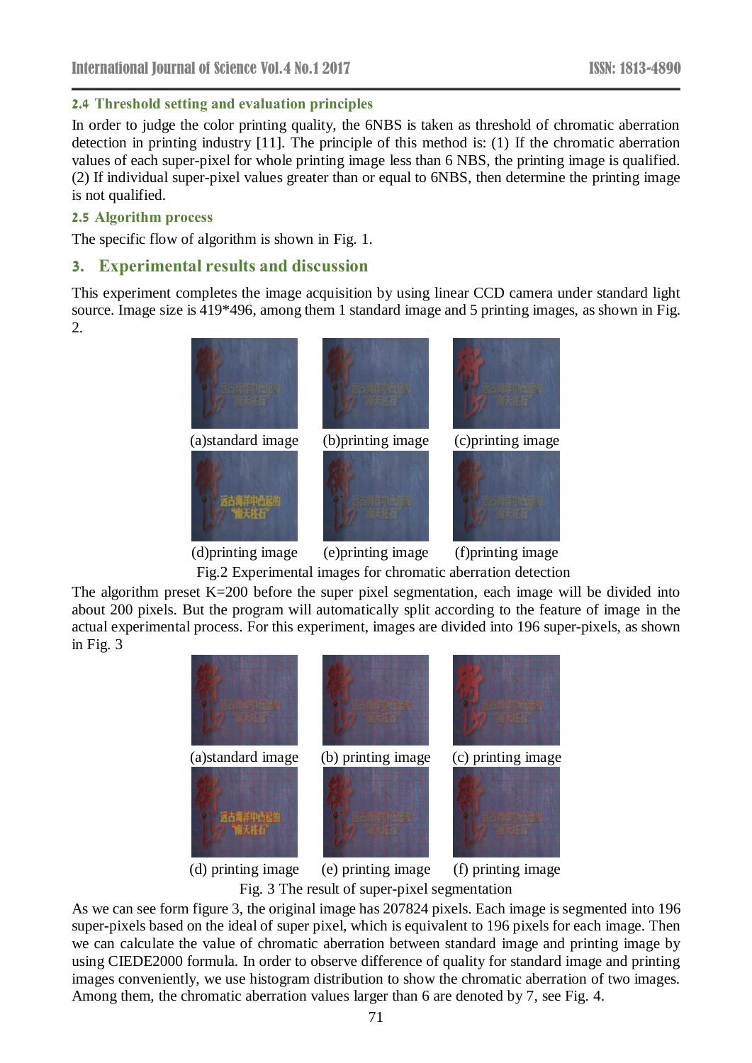### 2.4 Threshold setting and evaluation principles

In order to judge the color printing quality, the 6NBS is taken as threshold of chromatic aberration detection in printing industry [11]. The principle of this method is: (1) If the chromatic aberration values of each super-pixel for whole printing image less than 6 NBS, the printing image is qualified. (2) If individual super-pixel values greater than or equal to 6NBS, then determine the printing image is not qualified.

### 2.5 Algorithm process

The specific flow of algorithm is shown in Fig. 1.

## 3. Experimental results and discussion

This experiment completes the image acquisition by using linear CCD camera under standard light source. Image size is 419*496, among them 1 standard image and 5 printing images, as shown in Fig. 2.

(a)standard image (b)printing image (c)printing image

(d)printing image (e)printing image (f)printing image

Fig.2 Experimental images for chromatic aberration detection

The algorithm preset K=200 before the super pixel segmentation, each image will be divided into about 200 pixels. But the program will automatically split according to the feature of image in the actual experimental process. For this experiment, images are divided into 196 super-pixels, as shown in Fig. 3

(a)standard image (b) printing image (c) printing image

(d) printing image (e) printing image (f) printing image

Fig. 3 The result of super-pixel segmentation

As we can see form figure 3, the original image has 207824 pixels. Each image is segmented into 196 super-pixels based on the ideal of super pixel, which is equivalent to 196 pixels for each image. Then we can calculate the value of chromatic aberration between standard image and printing image by using CIEDE2000 formula. In order to observe difference of quality for standard image and printing images conveniently, we use histogram distribution to show the chromatic aberration of two images. Among them, the chromatic aberration values larger than 6 are denoted by 7, see Fig. 4.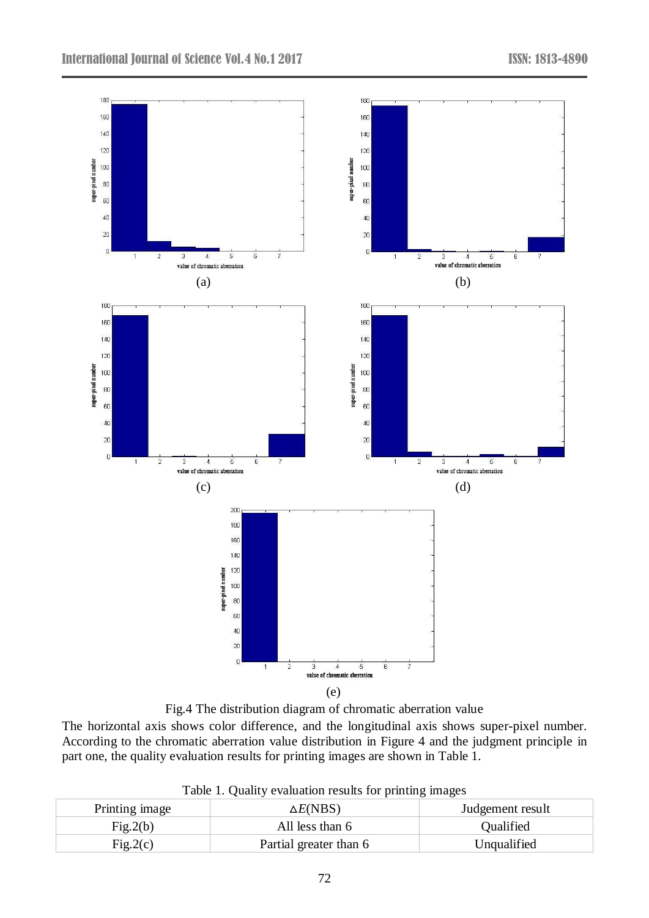(a)

(b)

(c)

(d)

(e)

Fig.4 The distribution diagram of chromatic aberration value

The horizontal axis shows color difference, and the longitudinal axis shows super-pixel number. According to the chromatic aberration value distribution in Figure 4 and the judgment principle in part one, the quality evaluation results for printing images are shown in Table 1.

Table 1. Quality evaluation results for printing images

| Printing image | $\Delta E$(NBS) | Judgement result |
| --- | --- | --- |
| Fig.2(b) | All less than 6 | Qualified |
| Fig.2(c) | Partial greater than 6 | Unqualified |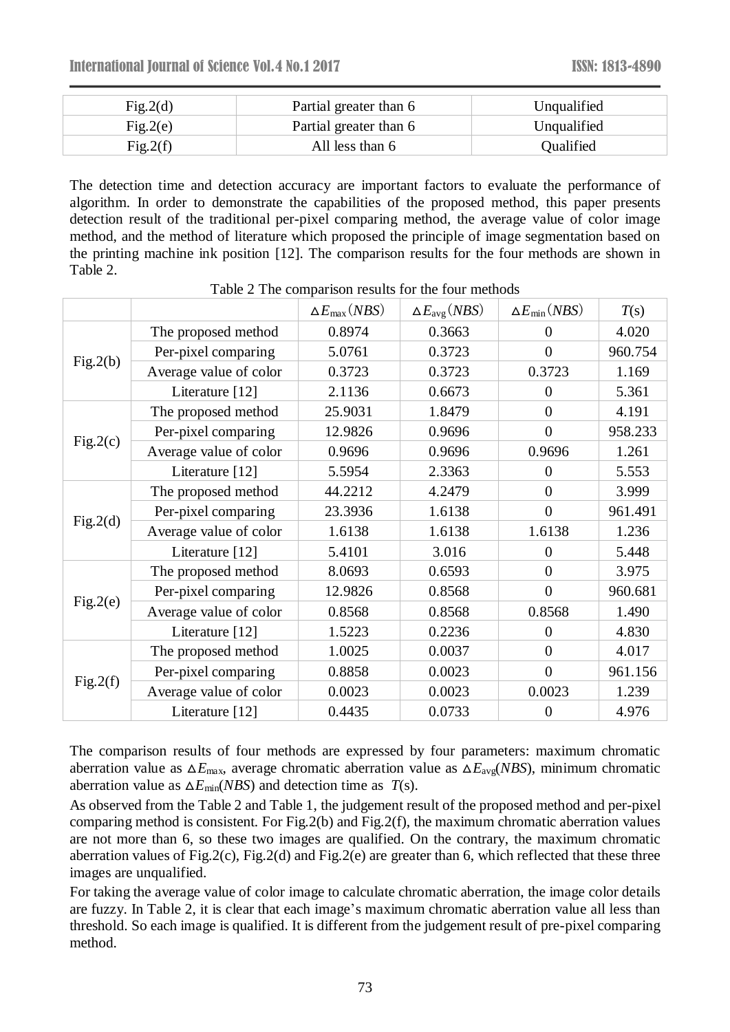| Fig.2(d) | Partial greater than 6 | Unqualified |
|---|---|---|
| Fig.2(e) | Partial greater than 6 | Unqualified |
| Fig.2(f) | All less than 6 | Qualified |

The detection time and detection accuracy are important factors to evaluate the performance of algorithm. In order to demonstrate the capabilities of the proposed method, this paper presents detection result of the traditional per-pixel comparing method, the average value of color image method, and the method of literature which proposed the principle of image segmentation based on the printing machine ink position [12]. The comparison results for the four methods are shown in Table 2.

Table 2 The comparison results for the four methods

| | | $\Delta E_{\max}(NBS)$ | $\Delta E_{\text{avg}}(NBS)$ | $\Delta E_{\min}(NBS)$ | $T$(s) |
|---|---|---|---|---|---|
| Fig.2(b) | The proposed method | 0.8974 | 0.3663 | 0 | 4.020 |
| | Per-pixel comparing | 5.0761 | 0.3723 | 0 | 960.754 |
| | Average value of color | 0.3723 | 0.3723 | 0.3723 | 1.169 |
| | Literature [12] | 2.1136 | 0.6673 | 0 | 5.361 |
| Fig.2(c) | The proposed method | 25.9031 | 1.8479 | 0 | 4.191 |
| | Per-pixel comparing | 12.9826 | 0.9696 | 0 | 958.233 |
| | Average value of color | 0.9696 | 0.9696 | 0.9696 | 1.261 |
| | Literature [12] | 5.5954 | 2.3363 | 0 | 5.553 |
| Fig.2(d) | The proposed method | 44.2212 | 4.2479 | 0 | 3.999 |
| | Per-pixel comparing | 23.3936 | 1.6138 | 0 | 961.491 |
| | Average value of color | 1.6138 | 1.6138 | 1.6138 | 1.236 |
| | Literature [12] | 5.4101 | 3.016 | 0 | 5.448 |
| Fig.2(e) | The proposed method | 8.0693 | 0.6593 | 0 | 3.975 |
| | Per-pixel comparing | 12.9826 | 0.8568 | 0 | 960.681 |
| | Average value of color | 0.8568 | 0.8568 | 0.8568 | 1.490 |
| | Literature [12] | 1.5223 | 0.2236 | 0 | 4.830 |
| Fig.2(f) | The proposed method | 1.0025 | 0.0037 | 0 | 4.017 |
| | Per-pixel comparing | 0.8858 | 0.0023 | 0 | 961.156 |
| | Average value of color | 0.0023 | 0.0023 | 0.0023 | 1.239 |
| | Literature [12] | 0.4435 | 0.0733 | 0 | 4.976 |

The comparison results of four methods are expressed by four parameters: maximum chromatic aberration value as $\Delta E_{\max}$, average chromatic aberration value as $\Delta E_{\text{avg}}(NBS)$, minimum chromatic aberration value as $\Delta E_{\min}(NBS)$ and detection time as $T$(s).

As observed from the Table 2 and Table 1, the judgement result of the proposed method and per-pixel comparing method is consistent. For Fig.2(b) and Fig.2(f), the maximum chromatic aberration values are not more than 6, so these two images are qualified. On the contrary, the maximum chromatic aberration values of Fig.2(c), Fig.2(d) and Fig.2(e) are greater than 6, which reflected that these three images are unqualified.

For taking the average value of color image to calculate chromatic aberration, the image color details are fuzzy. In Table 2, it is clear that each image's maximum chromatic aberration value all less than threshold. So each image is qualified. It is different from the judgement result of pre-pixel comparing method.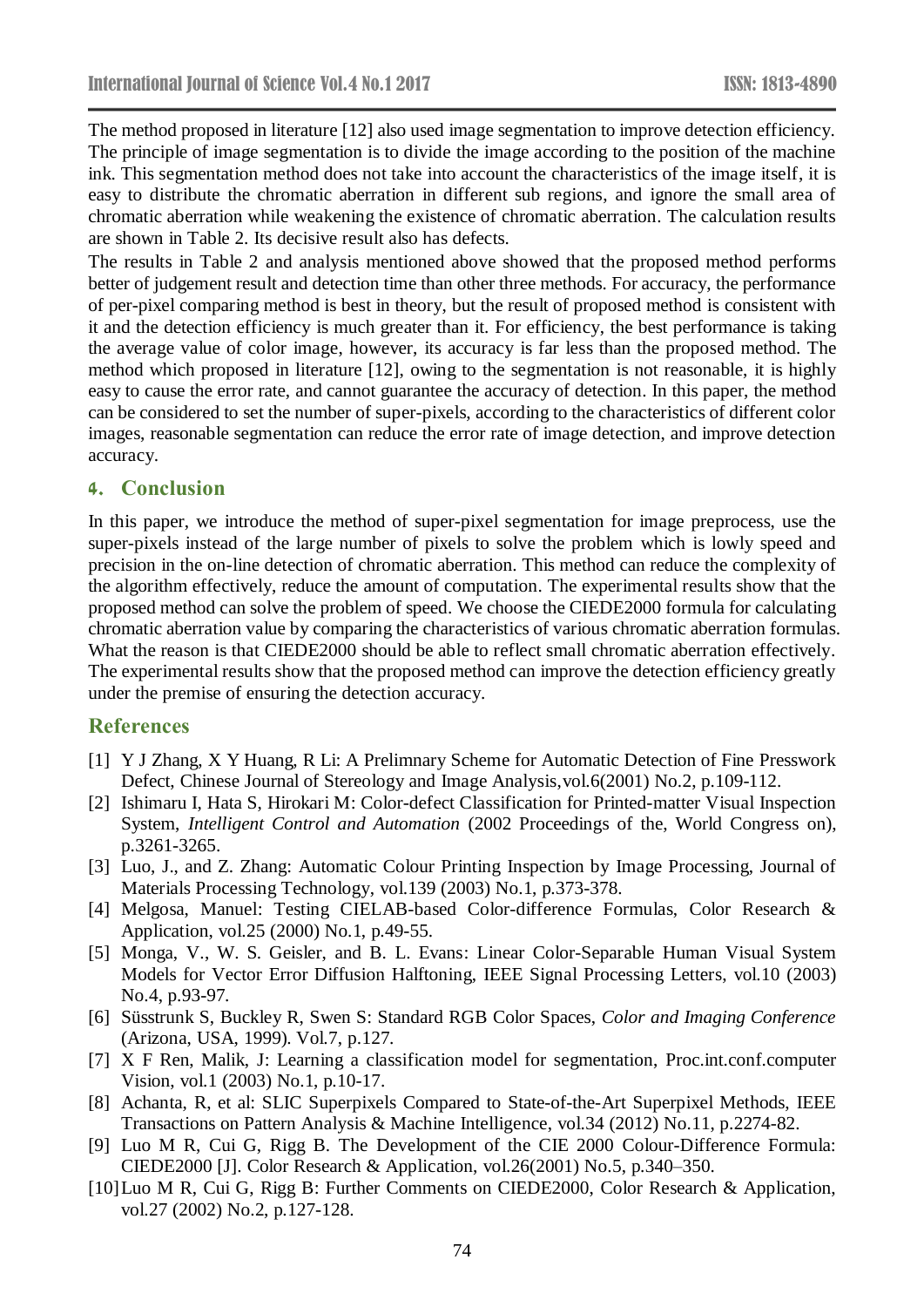The method proposed in literature [12] also used image segmentation to improve detection efficiency. The principle of image segmentation is to divide the image according to the position of the machine ink. This segmentation method does not take into account the characteristics of the image itself, it is easy to distribute the chromatic aberration in different sub regions, and ignore the small area of chromatic aberration while weakening the existence of chromatic aberration. The calculation results are shown in Table 2. Its decisive result also has defects.

The results in Table 2 and analysis mentioned above showed that the proposed method performs better of judgement result and detection time than other three methods. For accuracy, the performance of per-pixel comparing method is best in theory, but the result of proposed method is consistent with it and the detection efficiency is much greater than it. For efficiency, the best performance is taking the average value of color image, however, its accuracy is far less than the proposed method. The method which proposed in literature [12], owing to the segmentation is not reasonable, it is highly easy to cause the error rate, and cannot guarantee the accuracy of detection. In this paper, the method can be considered to set the number of super-pixels, according to the characteristics of different color images, reasonable segmentation can reduce the error rate of image detection, and improve detection accuracy.

## 4. Conclusion

In this paper, we introduce the method of super-pixel segmentation for image preprocess, use the super-pixels instead of the large number of pixels to solve the problem which is lowly speed and precision in the on-line detection of chromatic aberration. This method can reduce the complexity of the algorithm effectively, reduce the amount of computation. The experimental results show that the proposed method can solve the problem of speed. We choose the CIEDE2000 formula for calculating chromatic aberration value by comparing the characteristics of various chromatic aberration formulas. What the reason is that CIEDE2000 should be able to reflect small chromatic aberration effectively. The experimental results show that the proposed method can improve the detection efficiency greatly under the premise of ensuring the detection accuracy.

## References

[1] Y J Zhang, X Y Huang, R Li: A Prelimnary Scheme for Automatic Detection of Fine Presswork Defect, Chinese Journal of Stereology and Image Analysis,vol.6(2001) No.2, p.109-112.

[2] Ishimaru I, Hata S, Hirokari M: Color-defect Classification for Printed-matter Visual Inspection System, *Intelligent Control and Automation* (2002 Proceedings of the, World Congress on), p.3261-3265.

[3] Luo, J., and Z. Zhang: Automatic Colour Printing Inspection by Image Processing, Journal of Materials Processing Technology, vol.139 (2003) No.1, p.373-378.

[4] Melgosa, Manuel: Testing CIELAB-based Color-difference Formulas, Color Research & Application, vol.25 (2000) No.1, p.49-55.

[5] Monga, V., W. S. Geisler, and B. L. Evans: Linear Color-Separable Human Visual System Models for Vector Error Diffusion Halftoning, IEEE Signal Processing Letters, vol.10 (2003) No.4, p.93-97.

[6] Süsstrunk S, Buckley R, Swen S: Standard RGB Color Spaces, *Color and Imaging Conference* (Arizona, USA, 1999). Vol.7, p.127.

[7] X F Ren, Malik, J: Learning a classification model for segmentation, Proc.int.conf.computer Vision, vol.1 (2003) No.1, p.10-17.

[8] Achanta, R, et al: SLIC Superpixels Compared to State-of-the-Art Superpixel Methods, IEEE Transactions on Pattern Analysis & Machine Intelligence, vol.34 (2012) No.11, p.2274-82.

[9] Luo M R, Cui G, Rigg B. The Development of the CIE 2000 Colour-Difference Formula: CIEDE2000 [J]. Color Research & Application, vol.26(2001) No.5, p.340–350.

[10] Luo M R, Cui G, Rigg B: Further Comments on CIEDE2000, Color Research & Application, vol.27 (2002) No.2, p.127-128.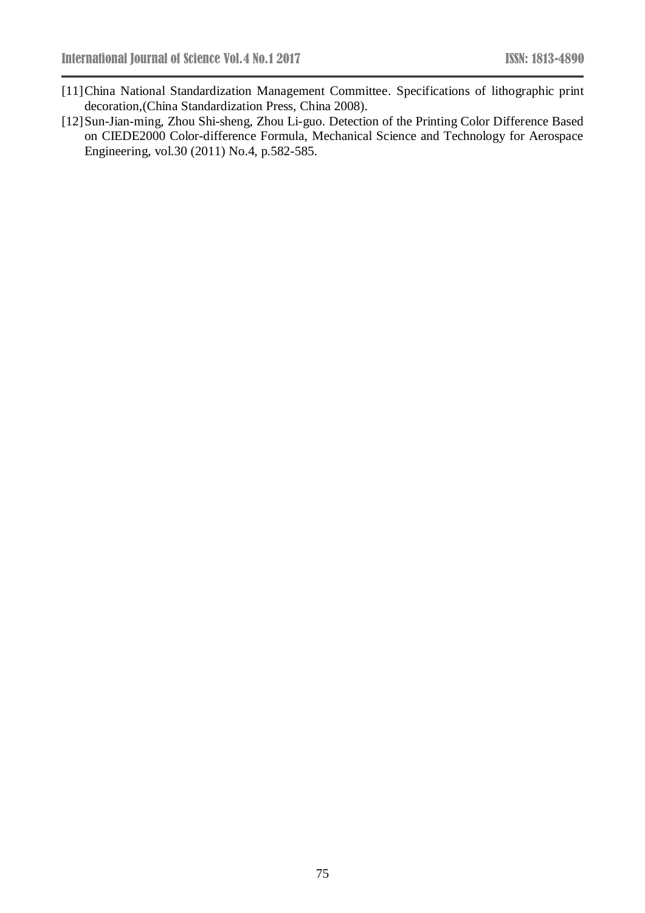[11] China National Standardization Management Committee. Specifications of lithographic print decoration,(China Standardization Press, China 2008).

[12] Sun-Jian-ming, Zhou Shi-sheng, Zhou Li-guo. Detection of the Printing Color Difference Based on CIEDE2000 Color-difference Formula, Mechanical Science and Technology for Aerospace Engineering, vol.30 (2011) No.4, p.582-585.